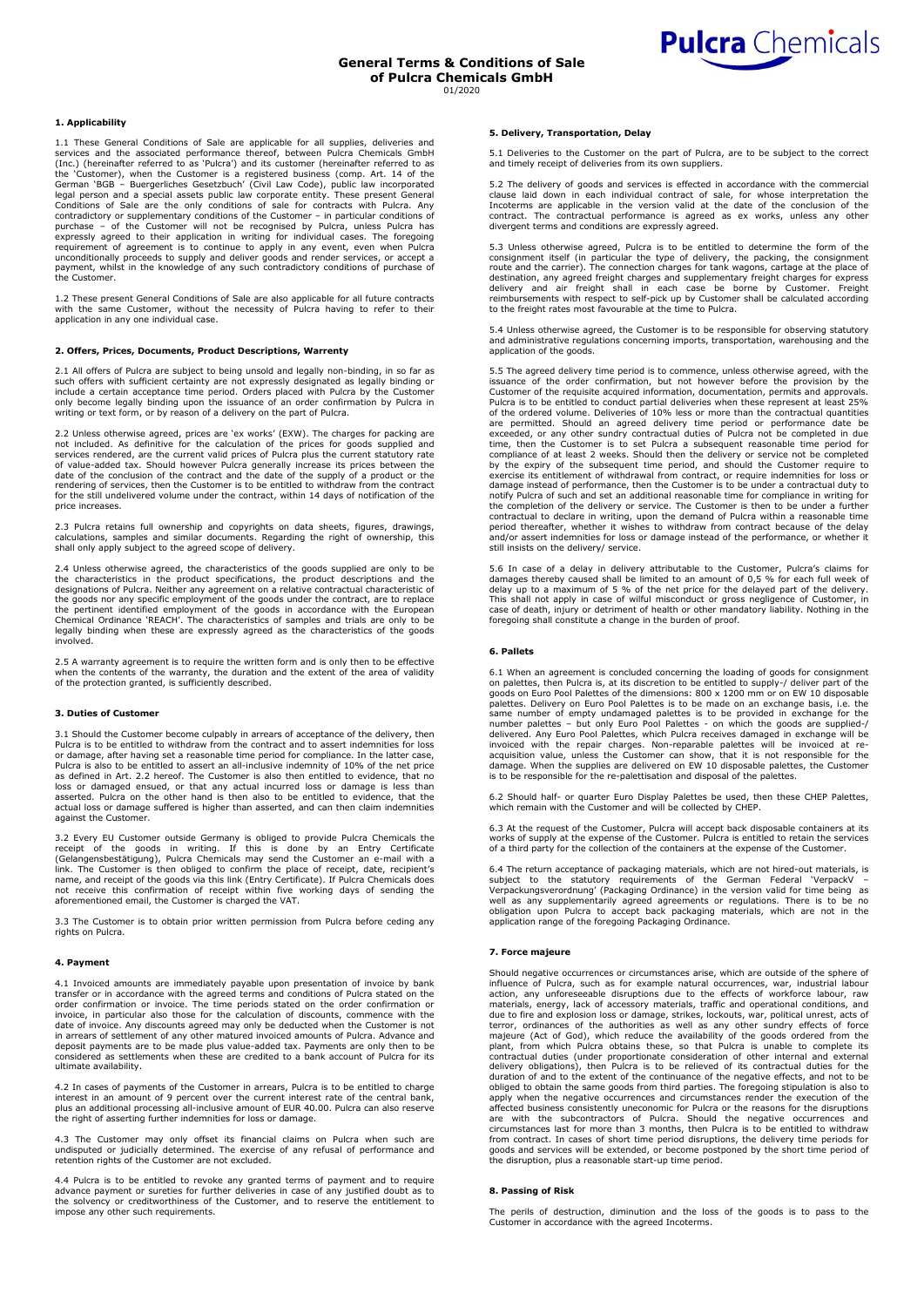# General Terms & Conditions of Sale of Pulcra Chemicals GmbH

01/2020

## 1. Applicability

1.1 These General Conditions of Sale are applicable for all supplies, deliveries and services and the associated performance thereof, between Pulcra Chemicals GmbH (Inc.) (hereinafter referred to as 'Pulcra') and its customer (hereinafter referred to as the 'Customer), when the Customer is a registered business (comp. Art. 14 of the German 'BGB – Buergerliches Gesetzbuch' (Civil Law Code), public law incorporated legal person and a special assets public law corporate entity. These present General Conditions of Sale are the only conditions of sale for contracts with Pulcra. Any contradictory or supplementary conditions of the Customer – in particular conditions of purchase – of the Customer will not be recognised by Pulcra, unless Pulcra has expressly agreed to their application in writing for individual cases. The foregoing requirement of agreement is to continue to apply in any event, even when Pulcra unconditionally proceeds to supply and deliver goods and render services, or accept a payment, whilst in the knowledge of any such contradictory conditions of purchase of the Customer.

1.2 These present General Conditions of Sale are also applicable for all future contracts with the same Customer, without the necessity of Pulcra having to refer to their application in any one individual case.

## 2. Offers, Prices, Documents, Product Descriptions, Warrenty

2.1 All offers of Pulcra are subject to being unsold and legally non-binding, in so far as such offers with sufficient certainty are not expressly designated as legally binding or include a certain acceptance time period. Orders placed with Pulcra by the Customer only become legally binding upon the issuance of an order confirmation by Pulcra in writing or text form, or by reason of a delivery on the part of Pulcra.

2.2 Unless otherwise agreed, prices are 'ex works' (EXW). The charges for packing are not included. As definitive for the calculation of the prices for goods supplied and services rendered, are the current valid prices of Pulcra plus the current statutory rate of value-added tax. Should however Pulcra generally increase its prices between the date of the conclusion of the contract and the date of the supply of a product or the rendering of services, then the Customer is to be entitled to withdraw from the contract for the still undelivered volume under the contract, within 14 days of notification of the price increases.

2.3 Pulcra retains full ownership and copyrights on data sheets, figures, drawings, calculations, samples and similar documents. Regarding the right of ownership, this shall only apply subject to the agreed scope of delivery.

2.4 Unless otherwise agreed, the characteristics of the goods supplied are only to be the characteristics in the product specifications, the product descriptions and the designations of Pulcra. Neither any agreement on a relative contractual characteristic of the goods nor any specific employment of the goods under the contract, are to replace the pertinent identified employment of the goods in accordance with the European Chemical Ordinance 'REACH'. The characteristics of samples and trials are only to be legally binding when these are expressly agreed as the characteristics of the goods involved.

2.5 A warranty agreement is to require the written form and is only then to be effective when the contents of the warranty, the duration and the extent of the area of validity of the protection granted, is sufficiently described.

## 3. Duties of Customer

3.1 Should the Customer become culpably in arrears of acceptance of the delivery, then Pulcra is to be entitled to withdraw from the contract and to assert indemnities for loss or damage, after having set a reasonable time period for compliance. In the latter case, Pulcra is also to be entitled to assert an all-inclusive indemnity of 10% of the net price as defined in Art. 2.2 hereof. The Customer is also then entitled to evidence, that no loss or damaged ensued, or that any actual incurred loss or damage is less than asserted. Pulcra on the other hand is then also to be entitled to evidence, that the actual loss or damage suffered is higher than asserted, and can then claim indemnities against the Customer.

3.2 Every EU Customer outside Germany is obliged to provide Pulcra Chemicals the receipt of the goods in writing. If this is done by an Entry Certificate (Gelangensbestätigung), Pulcra Chemicals may send the Customer an e-mail with a link. The Customer is then obliged to confirm the place of receipt, date, recipient's name, and receipt of the goods via this link (Entry Certificate). If Pulcra Chemicals does not receive this confirmation of receipt within five working days of sending the aforementioned email, the Customer is charged the VAT.

3.3 The Customer is to obtain prior written permission from Pulcra before ceding any rights on Pulcra.

## 4. Payment

4.1 Invoiced amounts are immediately payable upon presentation of invoice by bank transfer or in accordance with the agreed terms and conditions of Pulcra stated on the order confirmation or invoice. The time periods stated on the order confirmation or invoice, in particular also those for the calculation of discounts, commence with the date of invoice. Any discounts agreed may only be deducted when the Customer is not in arrears of settlement of any other matured invoiced amounts of Pulcra. Advance and deposit payments are to be made plus value-added tax. Payments are only then to be considered as settlements when these are credited to a bank account of Pulcra for its ultimate availability.

4.2 In cases of payments of the Customer in arrears, Pulcra is to be entitled to charge interest in an amount of 9 percent over the current interest rate of the central bank, plus an additional processing all-inclusive amount of EUR 40.00. Pulcra can also reserve the right of asserting further indemnities for loss or damage.

4.3 The Customer may only offset its financial claims on Pulcra when such are undisputed or judicially determined. The exercise of any refusal of performance and retention rights of the Customer are not excluded.

4.4 Pulcra is to be entitled to revoke any granted terms of payment and to require advance payment or sureties for further deliveries in case of any justified doubt as to the solvency or creditworthiness of the Customer, and to reserve the entitlement to impose any other such requirements.

## 5. Delivery, Transportation, Delay

5.1 Deliveries to the Customer on the part of Pulcra, are to be subject to the correct and timely receipt of deliveries from its own suppliers.

5.2 The delivery of goods and services is effected in accordance with the commercial clause laid down in each individual contract of sale, for whose interpretation the Incoterms are applicable in the version valid at the date of the conclusion of the contract. The contractual performance is agreed as ex works, unless any other divergent terms and conditions are expressly agreed.

5.3 Unless otherwise agreed, Pulcra is to be entitled to determine the form of the consignment itself (in particular the type of delivery, the packing, the consignment route and the carrier). The connection charges for tank wagons, cartage at the place of destination, any agreed freight charges and supplementary freight charges for express delivery and air freight shall in each case be borne by Customer. Freight reimbursements with respect to self-pick up by Customer shall be calculated according to the freight rates most favourable at the time to Pulcra.

5.4 Unless otherwise agreed, the Customer is to be responsible for observing statutory and administrative regulations concerning imports, transportation, warehousing and the application of the goods.

5.5 The agreed delivery time period is to commence, unless otherwise agreed, with the issuance of the order confirmation, but not however before the provision by the Customer of the requisite acquired information, documentation, permits and approvals. Pulcra is to be entitled to conduct partial deliveries when these represent at least 25% of the ordered volume. Deliveries of 10% less or more than the contractual quantities are permitted. Should an agreed delivery time period or performance date be exceeded, or any other sundry contractual duties of Pulcra not be completed in due time, then the Customer is to set Pulcra a subsequent reasonable time period for compliance of at least 2 weeks. Should then the delivery or service not be completed by the expiry of the subsequent time period, and should the Customer require to exercise its entitlement of withdrawal from contract, or require indemnities for loss or damage instead of performance, then the Customer is to be under a contractual duty to notify Pulcra of such and set an additional reasonable time for compliance in writing for the completion of the delivery or service. The Customer is then to be under a further contractual to declare in writing, upon the demand of Pulcra within a reasonable time period thereafter, whether it wishes to withdraw from contract because of the delay and/or assert indemnities for loss or damage instead of the performance, or whether it still insists on the delivery/ service.

5.6 In case of a delay in delivery attributable to the Customer, Pulcra's claims for damages thereby caused shall be limited to an amount of 0,5 % for each full week of delay up to a maximum of 5 % of the net price for the delayed part of the delivery. This shall not apply in case of wilful misconduct or gross negligence of Customer, in case of death, injury or detriment of health or other mandatory liability. Nothing in the foregoing shall constitute a change in the burden of proof.

## 6. Pallets

6.1 When an agreement is concluded concerning the loading of goods for consignment on palettes, then Pulcra is, at its discretion to be entitled to supply-/ deliver part of the goods on Euro Pool Palettes of the dimensions: 800 x 1200 mm or on EW 10 disposable palettes. Delivery on Euro Pool Palettes is to be made on an exchange basis, i.e. the same number of empty undamaged palettes is to be provided in exchange for the number palettes – but only Euro Pool Palettes - on which the goods are supplied-/ delivered. Any Euro Pool Palettes, which Pulcra receives damaged in exchange will be invoiced with the repair charges. Non-reparable palettes will be invoiced at re-acquisition value, unless the Customer can show, that it is not responsible for the damage. When the supplies are delivered on EW 10 disposable palettes, the Customer is to be responsible for the re-palettisation and disposal of the palettes.

6.2 Should half- or quarter Euro Display Palettes be used, then these CHEP Palettes, which remain with the Customer and will be collected by CHEP.

6.3 At the request of the Customer, Pulcra will accept back disposable containers at its works of supply at the expense of the Customer. Pulcra is entitled to retain the services of a third party for the collection of the containers at the expense of the Customer.

6.4 The return acceptance of packaging materials, which are not hired-out materials, is subject to the statutory requirements of the German Federal 'VerpackV – Verpackungsverordnung' (Packaging Ordinance) in the version valid for time being as well as any supplementarily agreed agreements or regulations. There is to be no obligation upon Pulcra to accept back packaging materials, which are not in the application range of the foregoing Packaging Ordinance.

## 7. Force majeure

Should negative occurrences or circumstances arise, which are outside of the sphere of influence of Pulcra, such as for example natural occurrences, war, industrial labour action, any unforeseeable disruptions due to the effects of workforce labour, raw materials, energy, lack of accessory materials, traffic and operational conditions, and due to fire and explosion loss or damage, strikes, lockouts, war, political unrest, acts of terror, ordinances of the authorities as well as any other sundry effects of force majeure (Act of God), which reduce the availability of the goods ordered from the plant, from which Pulcra obtains these, so that Pulcra is unable to complete its contractual duties (under proportionate consideration of other internal and external delivery obligations), then Pulcra is to be relieved of its contractual duties for the duration of and to the extent of the continuance of the negative effects, and not to be obliged to obtain the same goods from third parties. The foregoing stipulation is also to apply when the negative occurrences and circumstances render the execution of the affected business consistently uneconomic for Pulcra or the reasons for the disruptions are with the subcontractors of Pulcra. Should the negative occurrences and circumstances last for more than 3 months, then Pulcra is to be entitled to withdraw from contract. In cases of short time period disruptions, the delivery time periods for goods and services will be extended, or become postponed by the short time period of the disruption, plus a reasonable start-up time period.

## 8. Passing of Risk

The perils of destruction, diminution and the loss of the goods is to pass to the Customer in accordance with the agreed Incoterms.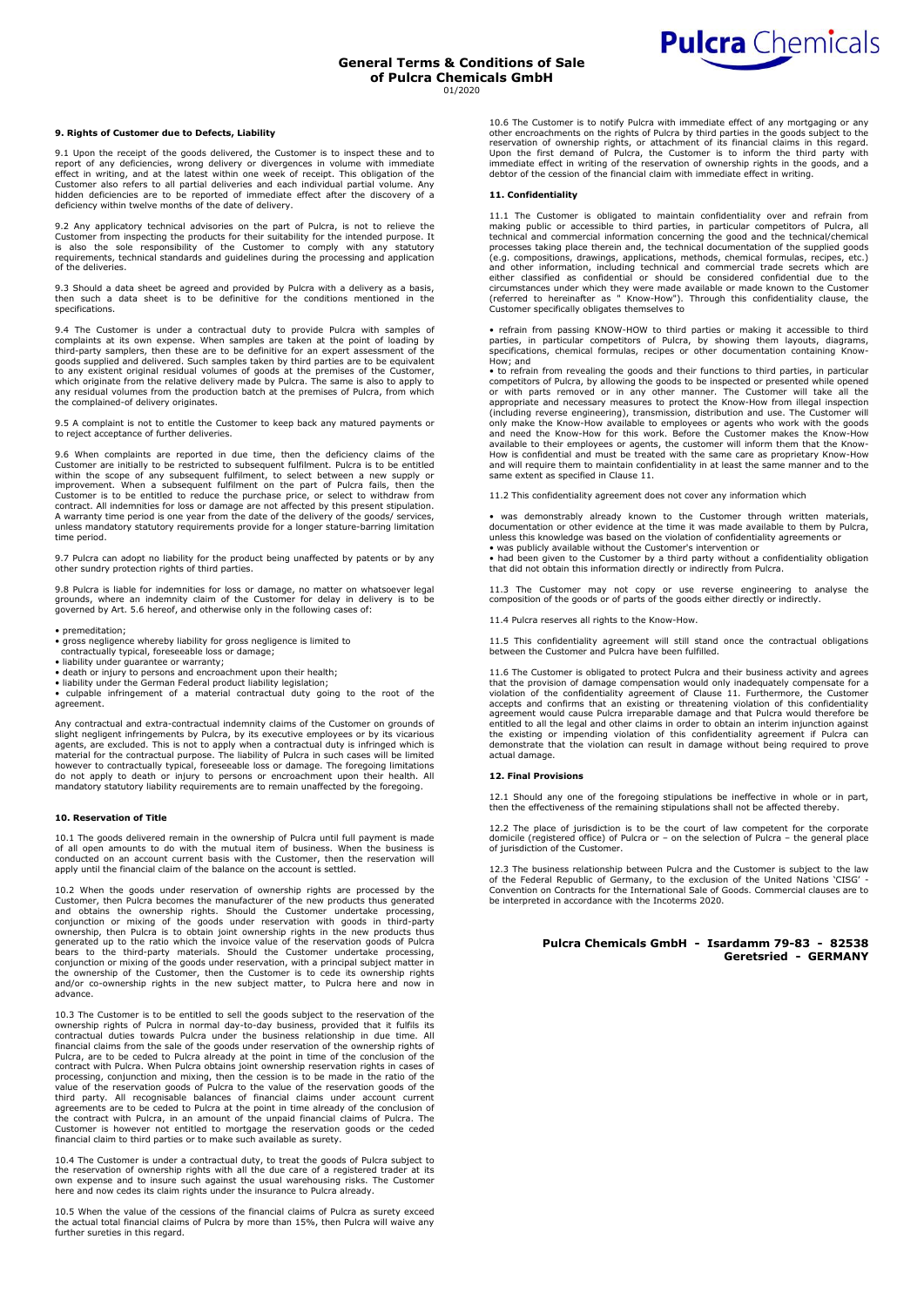# General Terms & Conditions of Sale of Pulcra Chemicals GmbH

01/2020

### 9. Rights of Customer due to Defects, Liability

9.1 Upon the receipt of the goods delivered, the Customer is to inspect these and to report of any deficiencies, wrong delivery or divergences in volume with immediate effect in writing, and at the latest within one week of receipt. This obligation of the Customer also refers to all partial deliveries and each individual partial volume. Any hidden deficiencies are to be reported of immediate effect after the discovery of a deficiency within twelve months of the date of delivery.

9.2 Any applicatory technical advisories on the part of Pulcra, is not to relieve the Customer from inspecting the products for their suitability for the intended purpose. It is also the sole responsibility of the Customer to comply with any statutory requirements, technical standards and guidelines during the processing and application of the deliveries.

9.3 Should a data sheet be agreed and provided by Pulcra with a delivery as a basis, then such a data sheet is to be definitive for the conditions mentioned in the specifications.

9.4 The Customer is under a contractual duty to provide Pulcra with samples of complaints at its own expense. When samples are taken at the point of loading by third-party samplers, then these are to be definitive for an expert assessment of the goods supplied and delivered. Such samples taken by third parties are to be equivalent to any existent original residual volumes of goods at the premises of the Customer, which originate from the relative delivery made by Pulcra. The same is also to apply to any residual volumes from the production batch at the premises of Pulcra, from which the complained-of delivery originates.

9.5 A complaint is not to entitle the Customer to keep back any matured payments or to reject acceptance of further deliveries.

9.6 When complaints are reported in due time, then the deficiency claims of the Customer are initially to be restricted to subsequent fulfilment. Pulcra is to be entitled within the scope of any subsequent fulfilment, to select between a new supply or improvement. When a subsequent fulfilment on the part of Pulcra fails, then the Customer is to be entitled to reduce the purchase price, or select to withdraw from contract. All indemnities for loss or damage are not affected by this present stipulation. A warranty time period is one year from the date of the delivery of the goods/ services, unless mandatory statutory requirements provide for a longer stature-barring limitation time period.

9.7 Pulcra can adopt no liability for the product being unaffected by patents or by any other sundry protection rights of third parties.

9.8 Pulcra is liable for indemnities for loss or damage, no matter on whatsoever legal grounds, where an indemnity claim of the Customer for delay in delivery is to be governed by Art. 5.6 hereof, and otherwise only in the following cases of:

- premeditation;
- gross negligence whereby liability for gross negligence is limited to contractually typical, foreseeable loss or damage;
- liability under guarantee or warranty;
- death or injury to persons and encroachment upon their health;
- liability under the German Federal product liability legislation;
- culpable infringement of a material contractual duty going to the root of the agreement.

Any contractual and extra-contractual indemnity claims of the Customer on grounds of slight negligent infringements by Pulcra, by its executive employees or by its vicarious agents, are excluded. This is not to apply when a contractual duty is infringed which is material for the contractual purpose. The liability of Pulcra in such cases will be limited however to contractually typical, foreseeable loss or damage. The foregoing limitations do not apply to death or injury to persons or encroachment upon their health. All mandatory statutory liability requirements are to remain unaffected by the foregoing.

### 10. Reservation of Title

10.1 The goods delivered remain in the ownership of Pulcra until full payment is made of all open amounts to do with the mutual item of business. When the business is conducted on an account current basis with the Customer, then the reservation will apply until the financial claim of the balance on the account is settled.

10.2 When the goods under reservation of ownership rights are processed by the Customer, then Pulcra becomes the manufacturer of the new products thus generated and obtains the ownership rights. Should the Customer undertake processing, conjunction or mixing of the goods under reservation with goods in third-party ownership, then Pulcra is to obtain joint ownership rights in the new products thus generated up to the ratio which the invoice value of the reservation goods of Pulcra bears to the third-party materials. Should the Customer undertake processing, conjunction or mixing of the goods under reservation, with a principal subject matter in the ownership of the Customer, then the Customer is to cede its ownership rights and/or co-ownership rights in the new subject matter, to Pulcra here and now in advance.

10.3 The Customer is to be entitled to sell the goods subject to the reservation of the ownership rights of Pulcra in normal day-to-day business, provided that it fulfils its contractual duties towards Pulcra under the business relationship in due time. All financial claims from the sale of the goods under reservation of the ownership rights of Pulcra, are to be ceded to Pulcra already at the point in time of the conclusion of the contract with Pulcra. When Pulcra obtains joint ownership reservation rights in cases of processing, conjunction and mixing, then the cession is to be made in the ratio of the value of the reservation goods of Pulcra to the value of the reservation goods of the third party. All recognisable balances of financial claims under account current agreements are to be ceded to Pulcra at the point in time already of the conclusion of the contract with Pulcra, in an amount of the unpaid financial claims of Pulcra. The Customer is however not entitled to mortgage the reservation goods or the ceded financial claim to third parties or to make such available as surety.

10.4 The Customer is under a contractual duty, to treat the goods of Pulcra subject to the reservation of ownership rights with all the due care of a registered trader at its own expense and to insure such against the usual warehousing risks. The Customer here and now cedes its claim rights under the insurance to Pulcra already.

10.5 When the value of the cessions of the financial claims of Pulcra as surety exceed the actual total financial claims of Pulcra by more than 15%, then Pulcra will waive any further sureties in this regard.

10.6 The Customer is to notify Pulcra with immediate effect of any mortgaging or any other encroachments on the rights of Pulcra by third parties in the goods subject to the reservation of ownership rights, or attachment of its financial claims in this regard. Upon the first demand of Pulcra, the Customer is to inform the third party with immediate effect in writing of the reservation of ownership rights in the goods, and a debtor of the cession of the financial claim with immediate effect in writing.

### 11. Confidentiality

11.1 The Customer is obligated to maintain confidentiality over and refrain from making public or accessible to third parties, in particular competitors of Pulcra, all technical and commercial information concerning the good and the technical/chemical processes taking place therein and, the technical documentation of the supplied goods (e.g. compositions, drawings, applications, methods, chemical formulas, recipes, etc.) and other information, including technical and commercial trade secrets which are either classified as confidential or should be considered confidential due to the circumstances under which they were made available or made known to the Customer (referred to hereinafter as " Know-How"). Through this confidentiality clause, the Customer specifically obligates themselves to

- refrain from passing KNOW-HOW to third parties or making it accessible to third parties, in particular competitors of Pulcra, by showing them layouts, diagrams, specifications, chemical formulas, recipes or other documentation containing Know-How; and
- to refrain from revealing the goods and their functions to third parties, in particular competitors of Pulcra, by allowing the goods to be inspected or presented while opened or with parts removed or in any other manner. The Customer will take all the appropriate and necessary measures to protect the Know-How from illegal inspection (including reverse engineering), transmission, distribution and use. The Customer will only make the Know-How available to employees or agents who work with the goods and need the Know-How for this work. Before the Customer makes the Know-How available to their employees or agents, the customer will inform them that the Know-How is confidential and must be treated with the same care as proprietary Know-How and will require them to maintain confidentiality in at least the same manner and to the same extent as specified in Clause 11.

11.2 This confidentiality agreement does not cover any information which

- was demonstrably already known to the Customer through written materials, documentation or other evidence at the time it was made available to them by Pulcra, unless this knowledge was based on the violation of confidentiality agreements or
- was publicly available without the Customer's intervention or
- had been given to the Customer by a third party without a confidentiality obligation that did not obtain this information directly or indirectly from Pulcra.

11.3 The Customer may not copy or use reverse engineering to analyse the composition of the goods or of parts of the goods either directly or indirectly.

11.4 Pulcra reserves all rights to the Know-How.

11.5 This confidentiality agreement will still stand once the contractual obligations between the Customer and Pulcra have been fulfilled.

11.6 The Customer is obligated to protect Pulcra and their business activity and agrees that the provision of damage compensation would only inadequately compensate for a violation of the confidentiality agreement of Clause 11. Furthermore, the Customer accepts and confirms that an existing or threatening violation of this confidentiality agreement would cause Pulcra irreparable damage and that Pulcra would therefore be entitled to all the legal and other claims in order to obtain an interim injunction against the existing or impending violation of this confidentiality agreement if Pulcra can demonstrate that the violation can result in damage without being required to prove actual damage.

### 12. Final Provisions

12.1 Should any one of the foregoing stipulations be ineffective in whole or in part, then the effectiveness of the remaining stipulations shall not be affected thereby.

12.2 The place of jurisdiction is to be the court of law competent for the corporate domicile (registered office) of Pulcra or – on the selection of Pulcra – the general place of jurisdiction of the Customer.

12.3 The business relationship between Pulcra and the Customer is subject to the law of the Federal Republic of Germany, to the exclusion of the United Nations 'CISG' - Convention on Contracts for the International Sale of Goods. Commercial clauses are to be interpreted in accordance with the Incoterms 2020.

**Pulcra Chemicals GmbH - Isardamm 79-83 - 82538 Geretsried - GERMANY**